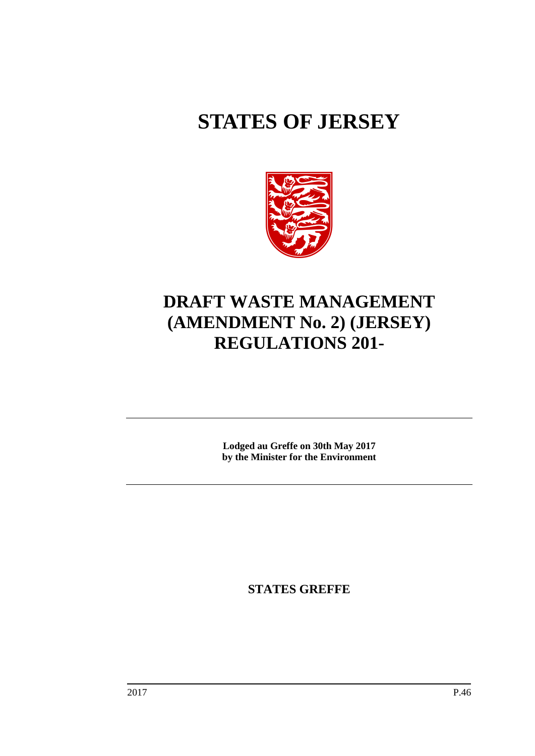# STATES OF JERSEY

# DRAFT WASTE MANAGEMENT (AMENDMENT No. 2) (JERSEY) REGULATIONS 201-

**Lodged au Greffe on 30th May 2017**
**by the Minister for the Environment**

**STATES GREFFE**

2017 P.46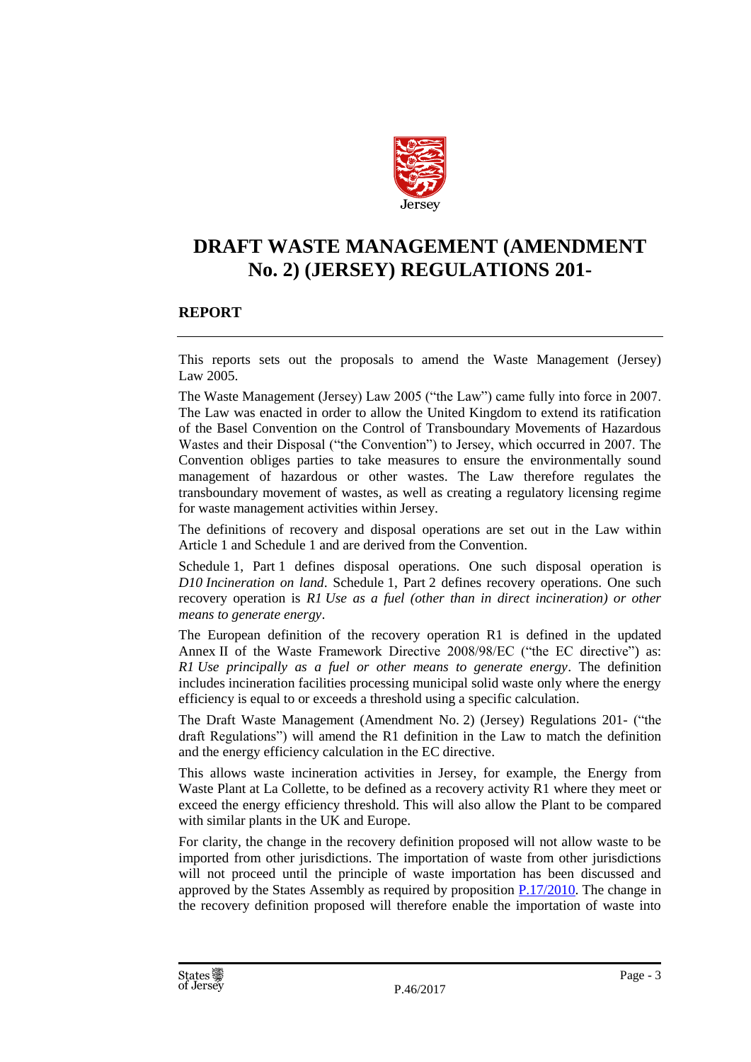# DRAFT WASTE MANAGEMENT (AMENDMENT No. 2) (JERSEY) REGULATIONS 201-

## REPORT

This reports sets out the proposals to amend the Waste Management (Jersey) Law 2005.

The Waste Management (Jersey) Law 2005 ("the Law") came fully into force in 2007. The Law was enacted in order to allow the United Kingdom to extend its ratification of the Basel Convention on the Control of Transboundary Movements of Hazardous Wastes and their Disposal ("the Convention") to Jersey, which occurred in 2007. The Convention obliges parties to take measures to ensure the environmentally sound management of hazardous or other wastes. The Law therefore regulates the transboundary movement of wastes, as well as creating a regulatory licensing regime for waste management activities within Jersey.

The definitions of recovery and disposal operations are set out in the Law within Article 1 and Schedule 1 and are derived from the Convention.

Schedule 1, Part 1 defines disposal operations. One such disposal operation is *D10 Incineration on land*. Schedule 1, Part 2 defines recovery operations. One such recovery operation is *R1 Use as a fuel (other than in direct incineration) or other means to generate energy*.

The European definition of the recovery operation R1 is defined in the updated Annex II of the Waste Framework Directive 2008/98/EC ("the EC directive") as: *R1 Use principally as a fuel or other means to generate energy*. The definition includes incineration facilities processing municipal solid waste only where the energy efficiency is equal to or exceeds a threshold using a specific calculation.

The Draft Waste Management (Amendment No. 2) (Jersey) Regulations 201- ("the draft Regulations") will amend the R1 definition in the Law to match the definition and the energy efficiency calculation in the EC directive.

This allows waste incineration activities in Jersey, for example, the Energy from Waste Plant at La Collette, to be defined as a recovery activity R1 where they meet or exceed the energy efficiency threshold. This will also allow the Plant to be compared with similar plants in the UK and Europe.

For clarity, the change in the recovery definition proposed will not allow waste to be imported from other jurisdictions. The importation of waste from other jurisdictions will not proceed until the principle of waste importation has been discussed and approved by the States Assembly as required by proposition P.17/2010. The change in the recovery definition proposed will therefore enable the importation of waste into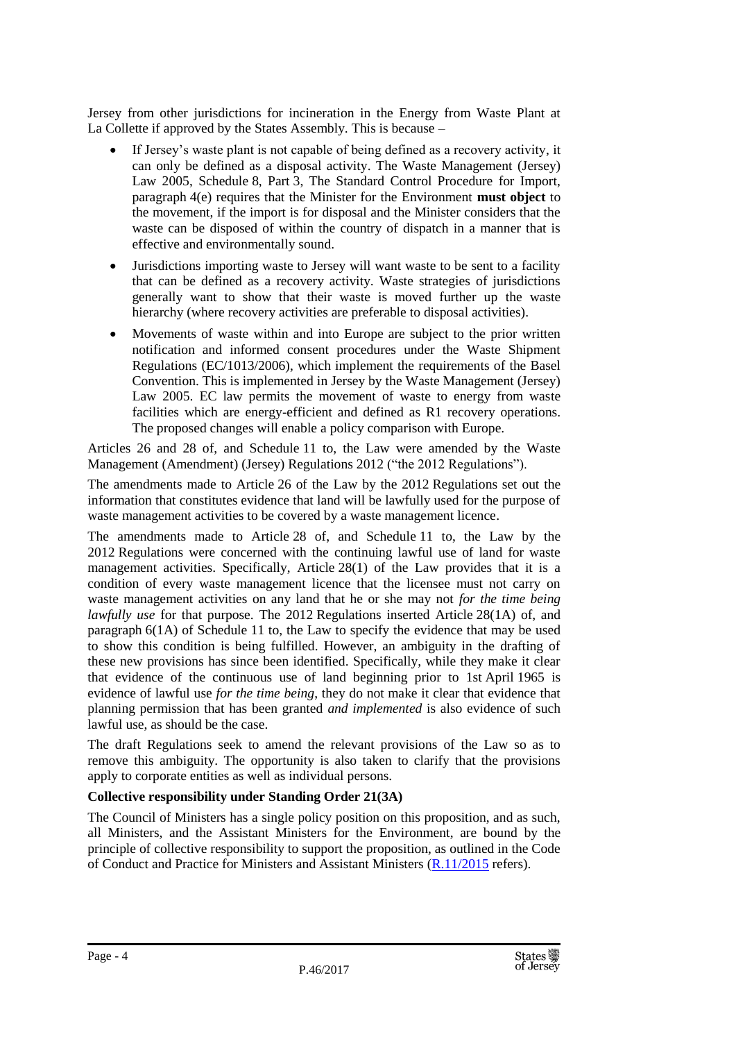Jersey from other jurisdictions for incineration in the Energy from Waste Plant at La Collette if approved by the States Assembly. This is because –

- If Jersey's waste plant is not capable of being defined as a recovery activity, it can only be defined as a disposal activity. The Waste Management (Jersey) Law 2005, Schedule 8, Part 3, The Standard Control Procedure for Import, paragraph 4(e) requires that the Minister for the Environment **must object** to the movement, if the import is for disposal and the Minister considers that the waste can be disposed of within the country of dispatch in a manner that is effective and environmentally sound.
- Jurisdictions importing waste to Jersey will want waste to be sent to a facility that can be defined as a recovery activity. Waste strategies of jurisdictions generally want to show that their waste is moved further up the waste hierarchy (where recovery activities are preferable to disposal activities).
- Movements of waste within and into Europe are subject to the prior written notification and informed consent procedures under the Waste Shipment Regulations (EC/1013/2006), which implement the requirements of the Basel Convention. This is implemented in Jersey by the Waste Management (Jersey) Law 2005. EC law permits the movement of waste to energy from waste facilities which are energy-efficient and defined as R1 recovery operations. The proposed changes will enable a policy comparison with Europe.

Articles 26 and 28 of, and Schedule 11 to, the Law were amended by the Waste Management (Amendment) (Jersey) Regulations 2012 ("the 2012 Regulations").

The amendments made to Article 26 of the Law by the 2012 Regulations set out the information that constitutes evidence that land will be lawfully used for the purpose of waste management activities to be covered by a waste management licence.

The amendments made to Article 28 of, and Schedule 11 to, the Law by the 2012 Regulations were concerned with the continuing lawful use of land for waste management activities. Specifically, Article 28(1) of the Law provides that it is a condition of every waste management licence that the licensee must not carry on waste management activities on any land that he or she may not *for the time being lawfully use* for that purpose. The 2012 Regulations inserted Article 28(1A) of, and paragraph 6(1A) of Schedule 11 to, the Law to specify the evidence that may be used to show this condition is being fulfilled. However, an ambiguity in the drafting of these new provisions has since been identified. Specifically, while they make it clear that evidence of the continuous use of land beginning prior to 1st April 1965 is evidence of lawful use *for the time being*, they do not make it clear that evidence that planning permission that has been granted *and implemented* is also evidence of such lawful use, as should be the case.

The draft Regulations seek to amend the relevant provisions of the Law so as to remove this ambiguity. The opportunity is also taken to clarify that the provisions apply to corporate entities as well as individual persons.

**Collective responsibility under Standing Order 21(3A)**

The Council of Ministers has a single policy position on this proposition, and as such, all Ministers, and the Assistant Ministers for the Environment, are bound by the principle of collective responsibility to support the proposition, as outlined in the Code of Conduct and Practice for Ministers and Assistant Ministers (R.11/2015 refers).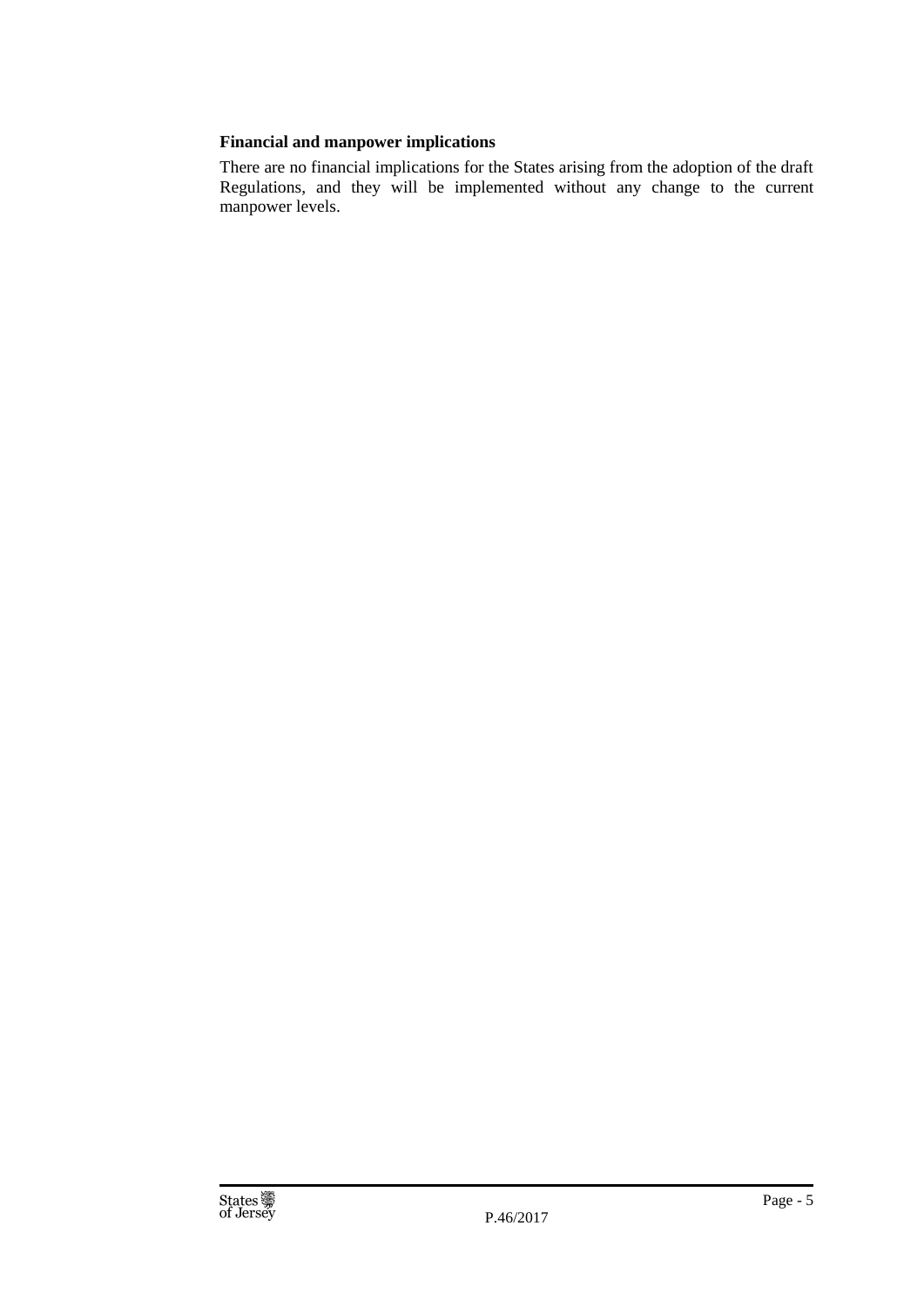**Financial and manpower implications**

There are no financial implications for the States arising from the adoption of the draft Regulations, and they will be implemented without any change to the current manpower levels.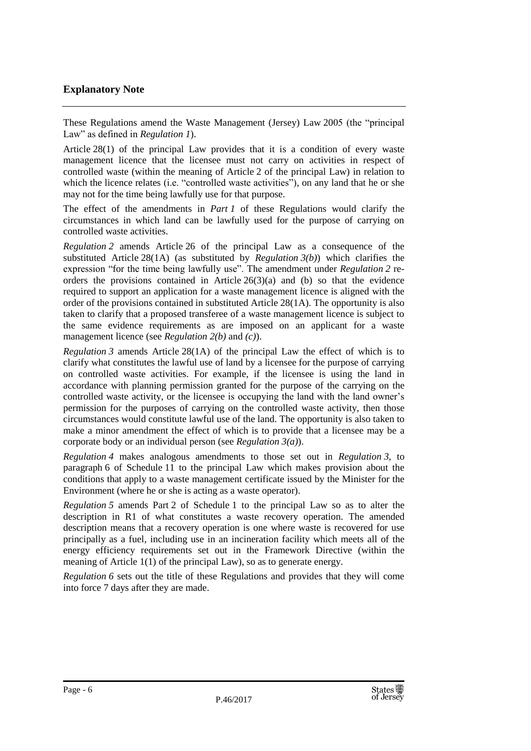## Explanatory Note

These Regulations amend the Waste Management (Jersey) Law 2005 (the "principal Law" as defined in *Regulation 1*).

Article 28(1) of the principal Law provides that it is a condition of every waste management licence that the licensee must not carry on activities in respect of controlled waste (within the meaning of Article 2 of the principal Law) in relation to which the licence relates (i.e. "controlled waste activities"), on any land that he or she may not for the time being lawfully use for that purpose.

The effect of the amendments in *Part 1* of these Regulations would clarify the circumstances in which land can be lawfully used for the purpose of carrying on controlled waste activities.

*Regulation 2* amends Article 26 of the principal Law as a consequence of the substituted Article 28(1A) (as substituted by *Regulation 3(b)*) which clarifies the expression "for the time being lawfully use". The amendment under *Regulation 2* re-orders the provisions contained in Article 26(3)(a) and (b) so that the evidence required to support an application for a waste management licence is aligned with the order of the provisions contained in substituted Article 28(1A). The opportunity is also taken to clarify that a proposed transferee of a waste management licence is subject to the same evidence requirements as are imposed on an applicant for a waste management licence (see *Regulation 2(b)* and *(c)*).

*Regulation 3* amends Article 28(1A) of the principal Law the effect of which is to clarify what constitutes the lawful use of land by a licensee for the purpose of carrying on controlled waste activities. For example, if the licensee is using the land in accordance with planning permission granted for the purpose of the carrying on the controlled waste activity, or the licensee is occupying the land with the land owner's permission for the purposes of carrying on the controlled waste activity, then those circumstances would constitute lawful use of the land. The opportunity is also taken to make a minor amendment the effect of which is to provide that a licensee may be a corporate body or an individual person (see *Regulation 3(a)*).

*Regulation 4* makes analogous amendments to those set out in *Regulation 3*, to paragraph 6 of Schedule 11 to the principal Law which makes provision about the conditions that apply to a waste management certificate issued by the Minister for the Environment (where he or she is acting as a waste operator).

*Regulation 5* amends Part 2 of Schedule 1 to the principal Law so as to alter the description in R1 of what constitutes a waste recovery operation. The amended description means that a recovery operation is one where waste is recovered for use principally as a fuel, including use in an incineration facility which meets all of the energy efficiency requirements set out in the Framework Directive (within the meaning of Article 1(1) of the principal Law), so as to generate energy.

*Regulation 6* sets out the title of these Regulations and provides that they will come into force 7 days after they are made.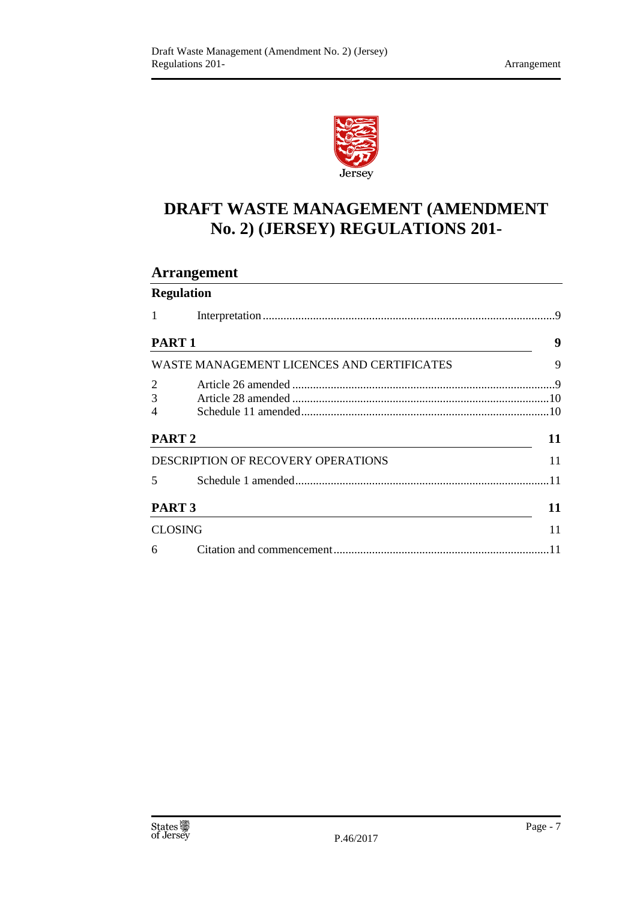# DRAFT WASTE MANAGEMENT (AMENDMENT No. 2) (JERSEY) REGULATIONS 201-

## Arrangement

**Regulation**

1 Interpretation ..... 9

**PART 1** **9**

WASTE MANAGEMENT LICENCES AND CERTIFICATES 9

2 Article 26 amended ..... 9
3 Article 28 amended ..... 10
4 Schedule 11 amended ..... 10

**PART 2** **11**

DESCRIPTION OF RECOVERY OPERATIONS 11

5 Schedule 1 amended ..... 11

**PART 3** **11**

CLOSING 11

6 Citation and commencement ..... 11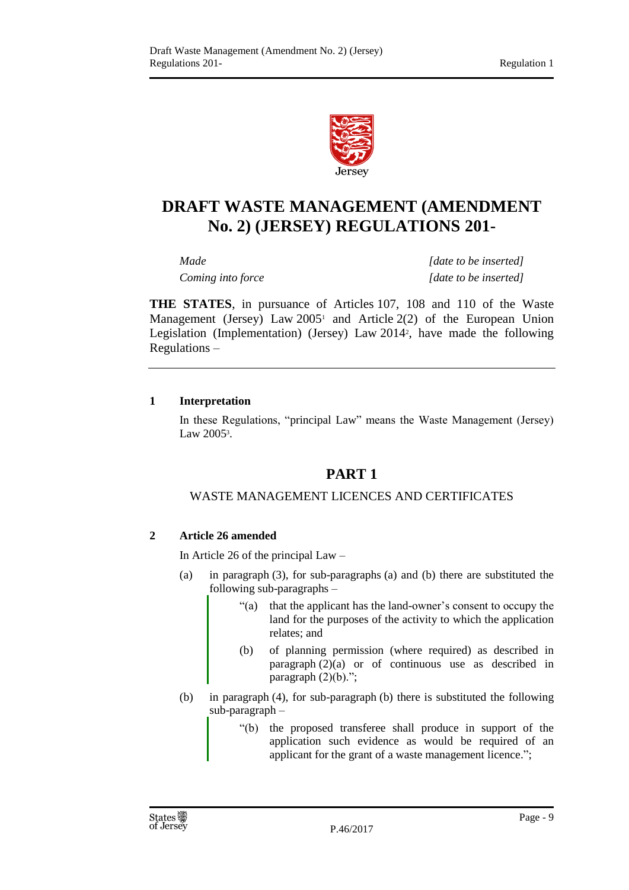# DRAFT WASTE MANAGEMENT (AMENDMENT No. 2) (JERSEY) REGULATIONS 201-

| | |
|---|---|
| *Made* | *[date to be inserted]* |
| *Coming into force* | *[date to be inserted]* |

**THE STATES**, in pursuance of Articles 107, 108 and 110 of the Waste Management (Jersey) Law 2005[1] and Article 2(2) of the European Union Legislation (Implementation) (Jersey) Law 2014[2], have made the following Regulations –

**1 Interpretation**

In these Regulations, "principal Law" means the Waste Management (Jersey) Law 2005[3].

## PART 1

### WASTE MANAGEMENT LICENCES AND CERTIFICATES

**2 Article 26 amended**

In Article 26 of the principal Law –

(a) in paragraph (3), for sub-paragraphs (a) and (b) there are substituted the following sub-paragraphs –

> "(a) that the applicant has the land-owner's consent to occupy the land for the purposes of the activity to which the application relates; and
>
> (b) of planning permission (where required) as described in paragraph (2)(a) or of continuous use as described in paragraph (2)(b).";

(b) in paragraph (4), for sub-paragraph (b) there is substituted the following sub-paragraph –

> "(b) the proposed transferee shall produce in support of the application such evidence as would be required of an applicant for the grant of a waste management licence.";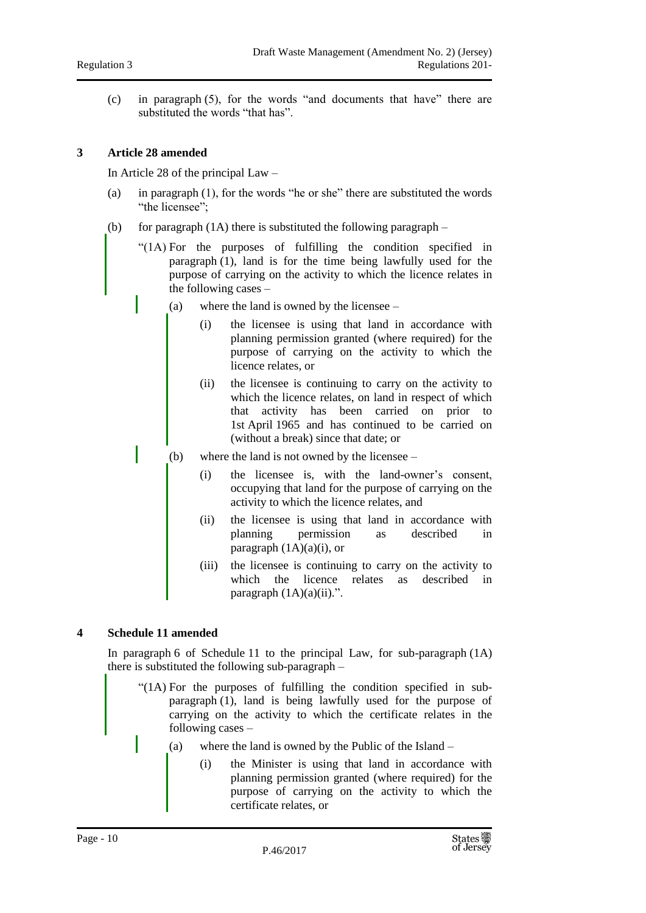(c) in paragraph (5), for the words "and documents that have" there are substituted the words "that has".

## 3 Article 28 amended

In Article 28 of the principal Law –

(a) in paragraph (1), for the words "he or she" there are substituted the words "the licensee";

(b) for paragraph (1A) there is substituted the following paragraph –

"(1A) For the purposes of fulfilling the condition specified in paragraph (1), land is for the time being lawfully used for the purpose of carrying on the activity to which the licence relates in the following cases –

(a) where the land is owned by the licensee –

(i) the licensee is using that land in accordance with planning permission granted (where required) for the purpose of carrying on the activity to which the licence relates, or

(ii) the licensee is continuing to carry on the activity to which the licence relates, on land in respect of which that activity has been carried on prior to 1st April 1965 and has continued to be carried on (without a break) since that date; or

(b) where the land is not owned by the licensee –

(i) the licensee is, with the land-owner's consent, occupying that land for the purpose of carrying on the activity to which the licence relates, and

(ii) the licensee is using that land in accordance with planning permission as described in paragraph (1A)(a)(i), or

(iii) the licensee is continuing to carry on the activity to which the licence relates as described in paragraph (1A)(a)(ii).".

## 4 Schedule 11 amended

In paragraph 6 of Schedule 11 to the principal Law, for sub-paragraph (1A) there is substituted the following sub-paragraph –

"(1A) For the purposes of fulfilling the condition specified in sub-paragraph (1), land is being lawfully used for the purpose of carrying on the activity to which the certificate relates in the following cases –

(a) where the land is owned by the Public of the Island –

(i) the Minister is using that land in accordance with planning permission granted (where required) for the purpose of carrying on the activity to which the certificate relates, or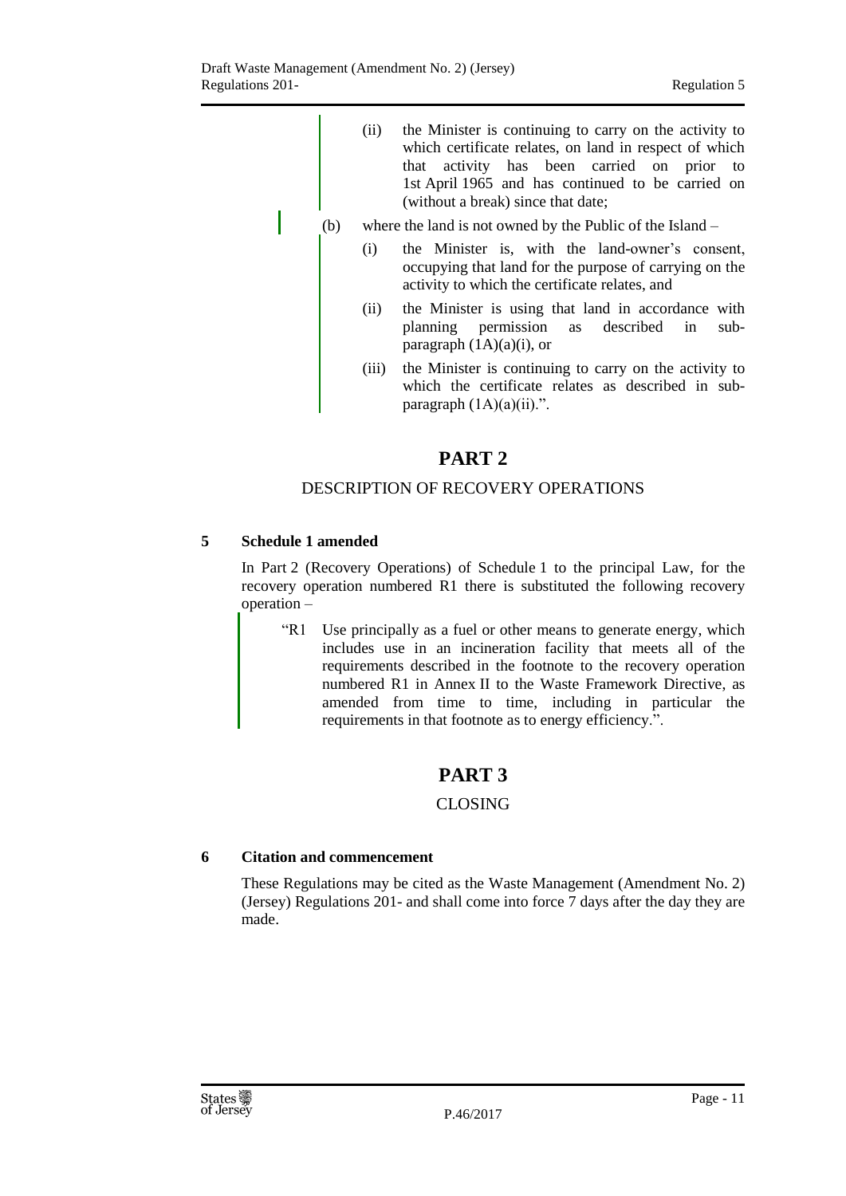(ii) the Minister is continuing to carry on the activity to which certificate relates, on land in respect of which that activity has been carried on prior to 1st April 1965 and has continued to be carried on (without a break) since that date;

(b) where the land is not owned by the Public of the Island –

(i) the Minister is, with the land-owner's consent, occupying that land for the purpose of carrying on the activity to which the certificate relates, and

(ii) the Minister is using that land in accordance with planning permission as described in sub-paragraph (1A)(a)(i), or

(iii) the Minister is continuing to carry on the activity to which the certificate relates as described in sub-paragraph (1A)(a)(ii).".

# PART 2

## DESCRIPTION OF RECOVERY OPERATIONS

### 5 Schedule 1 amended

In Part 2 (Recovery Operations) of Schedule 1 to the principal Law, for the recovery operation numbered R1 there is substituted the following recovery operation –

"R1 Use principally as a fuel or other means to generate energy, which includes use in an incineration facility that meets all of the requirements described in the footnote to the recovery operation numbered R1 in Annex II to the Waste Framework Directive, as amended from time to time, including in particular the requirements in that footnote as to energy efficiency.".

# PART 3

## CLOSING

### 6 Citation and commencement

These Regulations may be cited as the Waste Management (Amendment No. 2) (Jersey) Regulations 201- and shall come into force 7 days after the day they are made.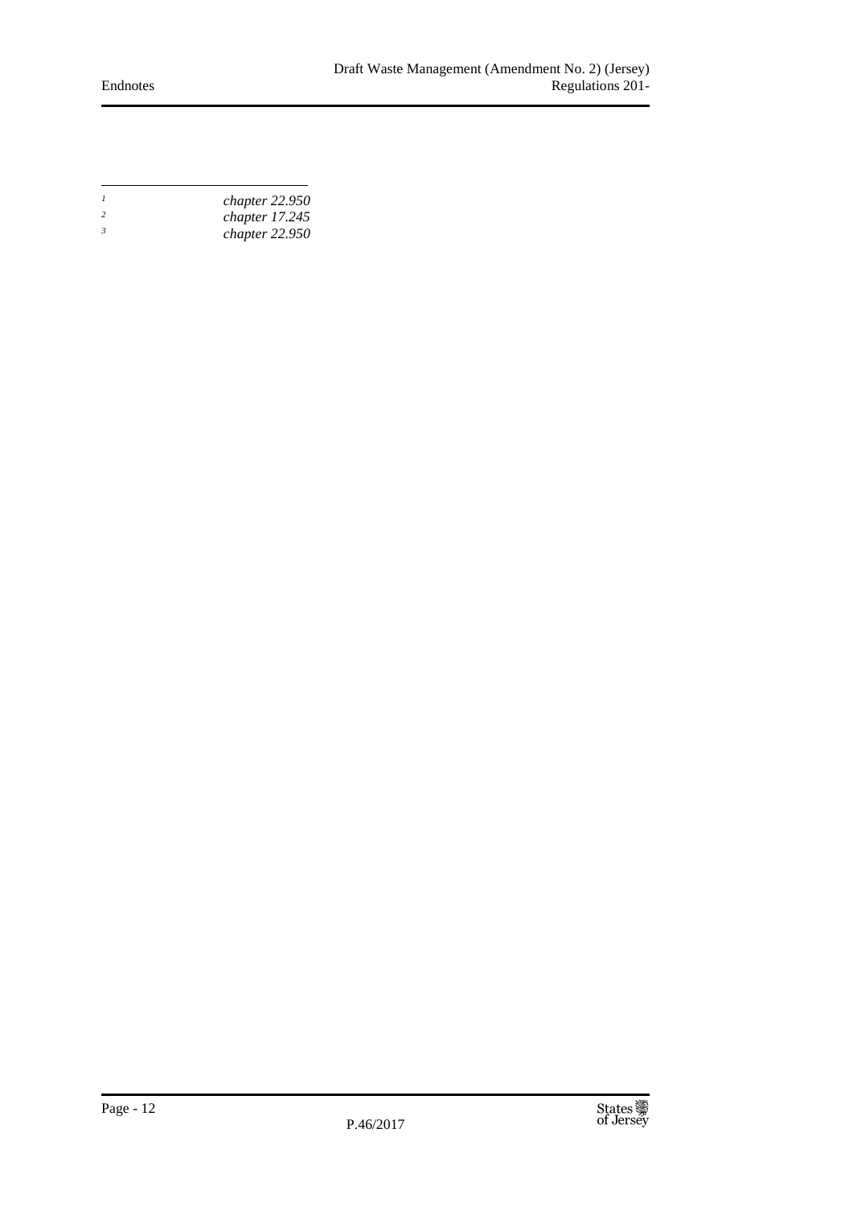[1] *chapter 22.950*

[2] *chapter 17.245*

[3] *chapter 22.950*